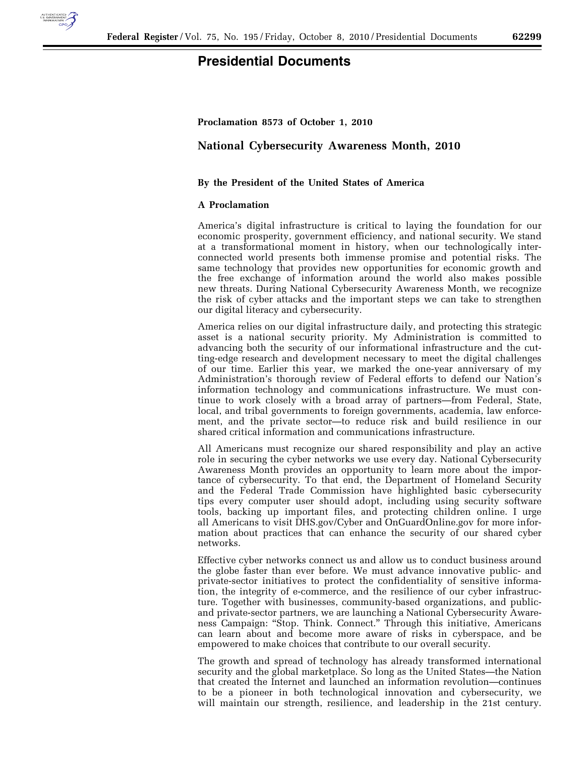# Presidential Documents

**Proclamation 8573 of October 1, 2010**

## National Cybersecurity Awareness Month, 2010

**By the President of the United States of America**

**A Proclamation**

America's digital infrastructure is critical to laying the foundation for our economic prosperity, government efficiency, and national security. We stand at a transformational moment in history, when our technologically interconnected world presents both immense promise and potential risks. The same technology that provides new opportunities for economic growth and the free exchange of information around the world also makes possible new threats. During National Cybersecurity Awareness Month, we recognize the risk of cyber attacks and the important steps we can take to strengthen our digital literacy and cybersecurity.

America relies on our digital infrastructure daily, and protecting this strategic asset is a national security priority. My Administration is committed to advancing both the security of our informational infrastructure and the cutting-edge research and development necessary to meet the digital challenges of our time. Earlier this year, we marked the one-year anniversary of my Administration's thorough review of Federal efforts to defend our Nation's information technology and communications infrastructure. We must continue to work closely with a broad array of partners—from Federal, State, local, and tribal governments to foreign governments, academia, law enforcement, and the private sector—to reduce risk and build resilience in our shared critical information and communications infrastructure.

All Americans must recognize our shared responsibility and play an active role in securing the cyber networks we use every day. National Cybersecurity Awareness Month provides an opportunity to learn more about the importance of cybersecurity. To that end, the Department of Homeland Security and the Federal Trade Commission have highlighted basic cybersecurity tips every computer user should adopt, including using security software tools, backing up important files, and protecting children online. I urge all Americans to visit DHS.gov/Cyber and OnGuardOnline.gov for more information about practices that can enhance the security of our shared cyber networks.

Effective cyber networks connect us and allow us to conduct business around the globe faster than ever before. We must advance innovative public- and private-sector initiatives to protect the confidentiality of sensitive information, the integrity of e-commerce, and the resilience of our cyber infrastructure. Together with businesses, community-based organizations, and public- and private-sector partners, we are launching a National Cybersecurity Awareness Campaign: "Stop. Think. Connect." Through this initiative, Americans can learn about and become more aware of risks in cyberspace, and be empowered to make choices that contribute to our overall security.

The growth and spread of technology has already transformed international security and the global marketplace. So long as the United States—the Nation that created the Internet and launched an information revolution—continues to be a pioneer in both technological innovation and cybersecurity, we will maintain our strength, resilience, and leadership in the 21st century.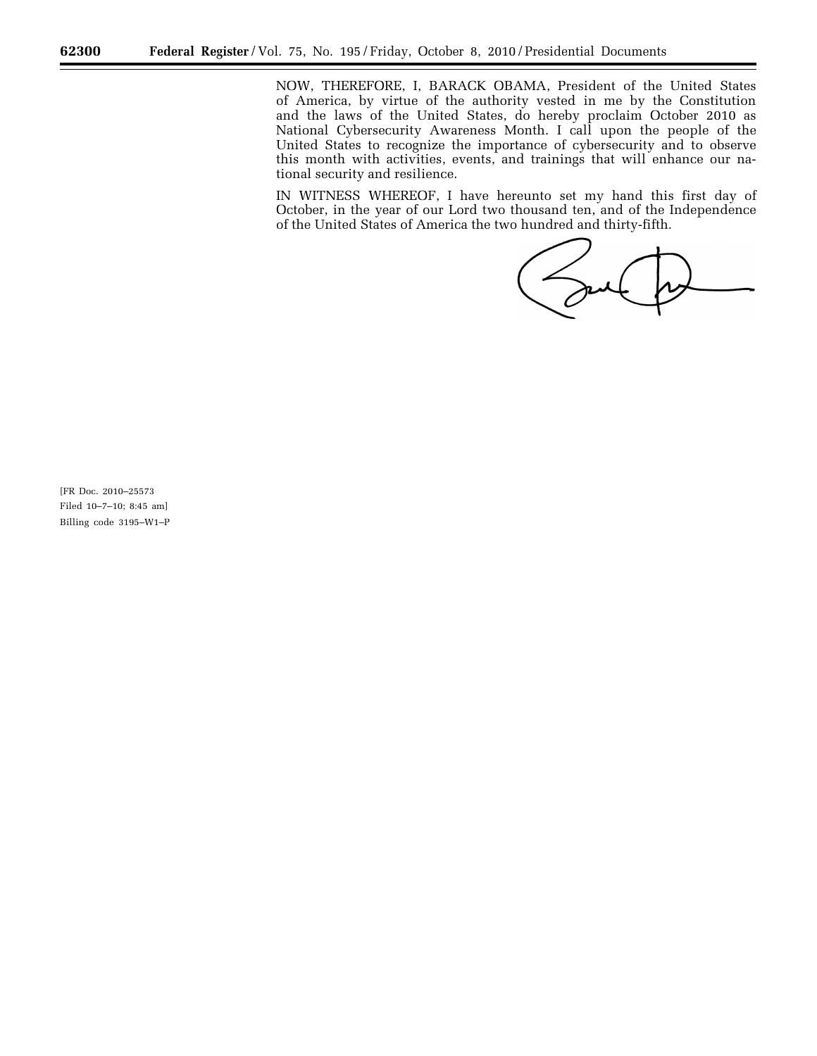NOW, THEREFORE, I, BARACK OBAMA, President of the United States of America, by virtue of the authority vested in me by the Constitution and the laws of the United States, do hereby proclaim October 2010 as National Cybersecurity Awareness Month. I call upon the people of the United States to recognize the importance of cybersecurity and to observe this month with activities, events, and trainings that will enhance our national security and resilience.

IN WITNESS WHEREOF, I have hereunto set my hand this first day of October, in the year of our Lord two thousand ten, and of the Independence of the United States of America the two hundred and thirty-fifth.

[FR Doc. 2010–25573
Filed 10–7–10; 8:45 am]
Billing code 3195–W1–P